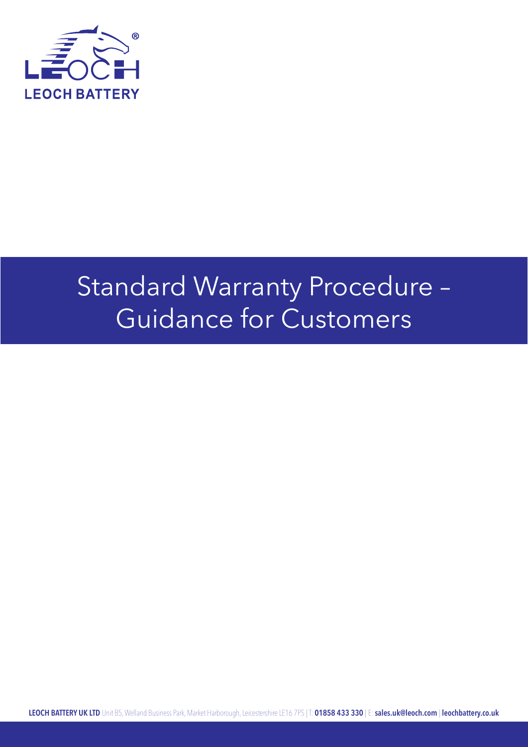LEOCH BATTERY

# Standard Warranty Procedure – Guidance for Customers

**LEOCH BATTERY UK LTD** Unit B5, Welland Business Park, Market Harborough, Leicestershire LE16 7PS | T: **01858 433 330** | E: **sales.uk@leoch.com** | **leochbattery.co.uk**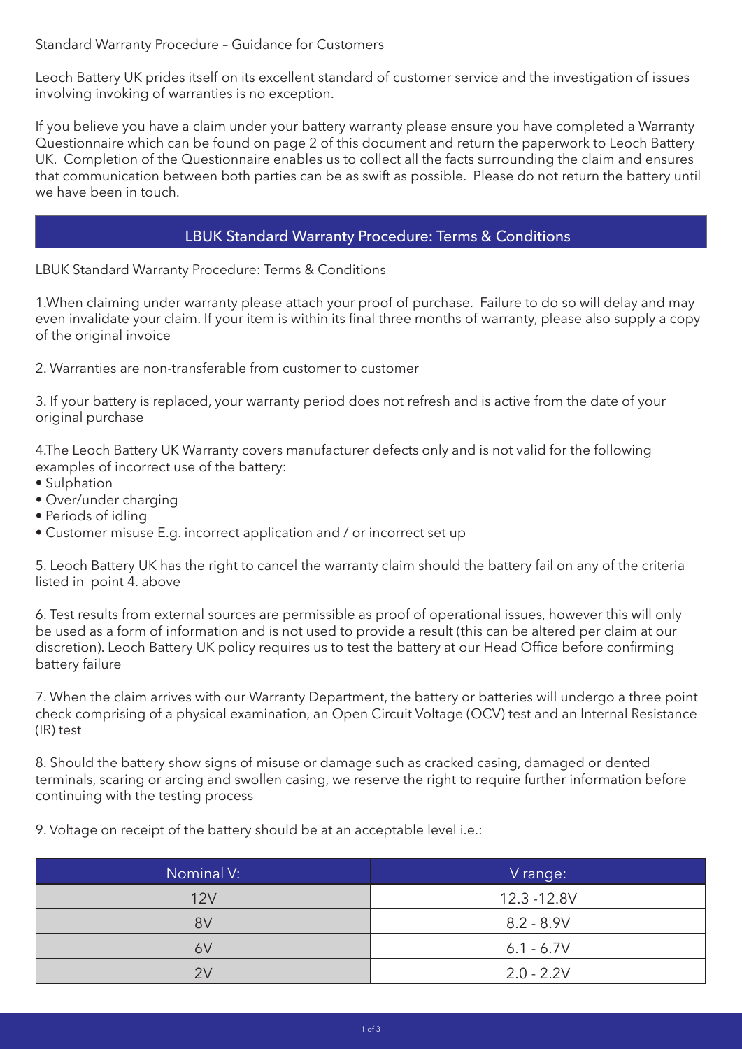Standard Warranty Procedure – Guidance for Customers

Leoch Battery UK prides itself on its excellent standard of customer service and the investigation of issues involving invoking of warranties is no exception.

If you believe you have a claim under your battery warranty please ensure you have completed a Warranty Questionnaire which can be found on page 2 of this document and return the paperwork to Leoch Battery UK. Completion of the Questionnaire enables us to collect all the facts surrounding the claim and ensures that communication between both parties can be as swift as possible. Please do not return the battery until we have been in touch.

## LBUK Standard Warranty Procedure: Terms & Conditions

LBUK Standard Warranty Procedure: Terms & Conditions

1.When claiming under warranty please attach your proof of purchase. Failure to do so will delay and may even invalidate your claim. If your item is within its final three months of warranty, please also supply a copy of the original invoice

2. Warranties are non-transferable from customer to customer

3. If your battery is replaced, your warranty period does not refresh and is active from the date of your original purchase

4.The Leoch Battery UK Warranty covers manufacturer defects only and is not valid for the following examples of incorrect use of the battery:

- Sulphation
- Over/under charging
- Periods of idling
- Customer misuse E.g. incorrect application and / or incorrect set up

5. Leoch Battery UK has the right to cancel the warranty claim should the battery fail on any of the criteria listed in point 4. above

6. Test results from external sources are permissible as proof of operational issues, however this will only be used as a form of information and is not used to provide a result (this can be altered per claim at our discretion). Leoch Battery UK policy requires us to test the battery at our Head Office before confirming battery failure

7. When the claim arrives with our Warranty Department, the battery or batteries will undergo a three point check comprising of a physical examination, an Open Circuit Voltage (OCV) test and an Internal Resistance (IR) test

8. Should the battery show signs of misuse or damage such as cracked casing, damaged or dented terminals, scaring or arcing and swollen casing, we reserve the right to require further information before continuing with the testing process

9. Voltage on receipt of the battery should be at an acceptable level i.e.:

| Nominal V: | V range: |
|---|---|
| 12V | 12.3 -12.8V |
| 8V | 8.2 - 8.9V |
| 6V | 6.1 - 6.7V |
| 2V | 2.0 - 2.2V |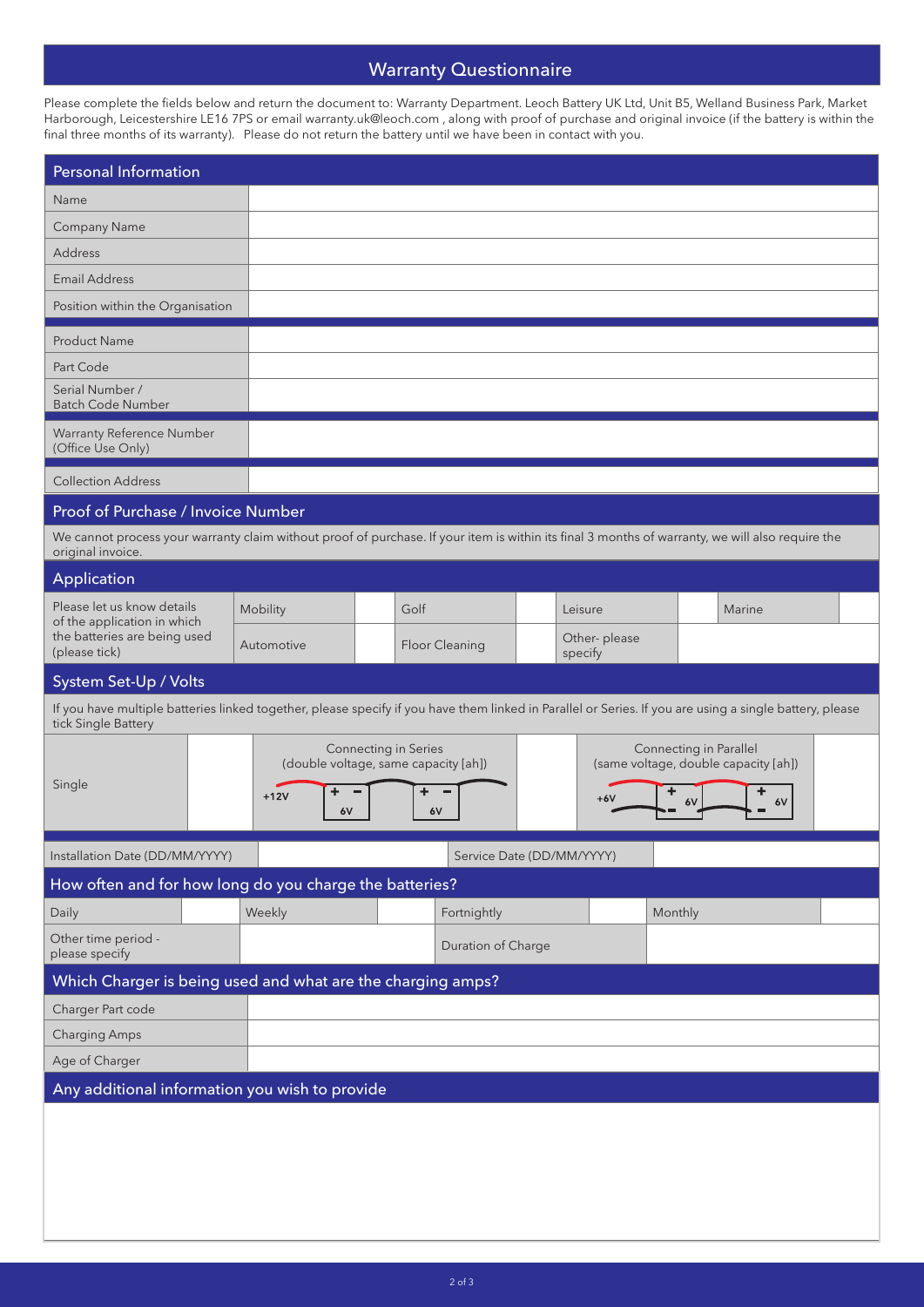# Warranty Questionnaire

Please complete the fields below and return the document to: Warranty Department. Leoch Battery UK Ltd, Unit B5, Welland Business Park, Market Harborough, Leicestershire LE16 7PS or email warranty.uk@leoch.com , along with proof of purchase and original invoice (if the battery is within the final three months of its warranty). Please do not return the battery until we have been in contact with you.

## Personal Information

| | |
|---|---|
| Name | |
| Company Name | |
| Address | |
| Email Address | |
| Position within the Organisation | |
| Product Name | |
| Part Code | |
| Serial Number / Batch Code Number | |
| Warranty Reference Number (Office Use Only) | |
| Collection Address | |

## Proof of Purchase / Invoice Number

We cannot process your warranty claim without proof of purchase. If your item is within its final 3 months of warranty, we will also require the original invoice.

## Application

| Please let us know details of the application in which the batteries are being used (please tick) | Mobility | | Golf | | Leisure | | Marine | |
|---|---|---|---|---|---|---|---|---|
| | Automotive | | Floor Cleaning | | Other- please specify | | | |

## System Set-Up / Volts

If you have multiple batteries linked together, please specify if you have them linked in Parallel or Series. If you are using a single battery, please tick Single Battery

| Single | | Connecting in Series (double voltage, same capacity [ah]) +12V 6V 6V | | Connecting in Parallel (same voltage, double capacity [ah]) +6V 6V 6V | |
|---|---|---|---|---|---|

| Installation Date (DD/MM/YYYY) | | Service Date (DD/MM/YYYY) | |
|---|---|---|---|

## How often and for how long do you charge the batteries?

| Daily | | Weekly | | Fortnightly | | Monthly | |
|---|---|---|---|---|---|---|---|
| Other time period - please specify | | | | Duration of Charge | | | |

## Which Charger is being used and what are the charging amps?

| | |
|---|---|
| Charger Part code | |
| Charging Amps | |
| Age of Charger | |

## Any additional information you wish to provide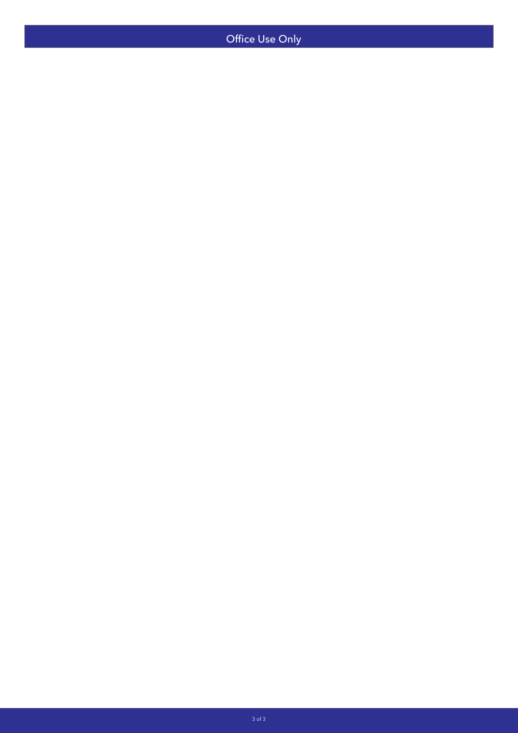## Office Use Only